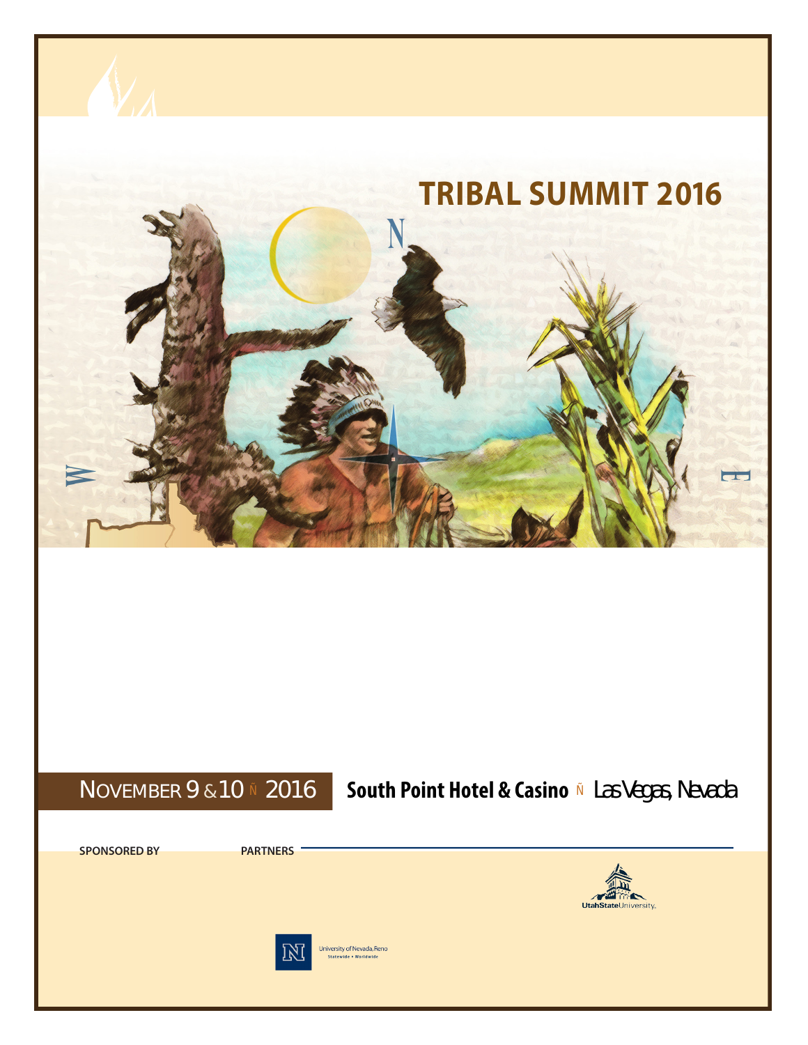# TRIBAL SUMMIT 2016

NOVEMBER 9 & 10 Ñ 2016

**South Point Hotel & Casino** Ñ Las Vegas, Nevada

**SPONSORED BY**

**PARTNERS**

UtahStateUniversity

University of Nevada, Reno
Statewide • Worldwide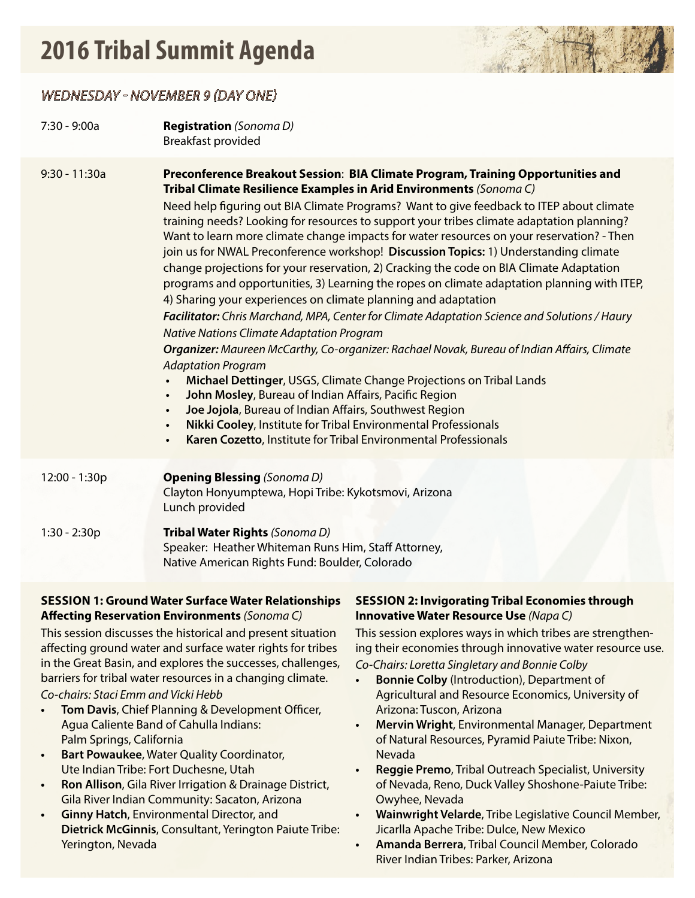# 2016 Tribal Summit Agenda

## *WEDNESDAY - NOVEMBER 9 (DAY ONE)*

7:30 - 9:00a

**Registration** *(Sonoma D)*
Breakfast provided

9:30 - 11:30a

**Preconference Breakout Session**: **BIA Climate Program, Training Opportunities and Tribal Climate Resilience Examples in Arid Environments** *(Sonoma C)*

Need help figuring out BIA Climate Programs? Want to give feedback to ITEP about climate training needs? Looking for resources to support your tribes climate adaptation planning? Want to learn more climate change impacts for water resources on your reservation? - Then join us for NWAL Preconference workshop! **Discussion Topics:** 1) Understanding climate change projections for your reservation, 2) Cracking the code on BIA Climate Adaptation programs and opportunities, 3) Learning the ropes on climate adaptation planning with ITEP, 4) Sharing your experiences on climate planning and adaptation

***Facilitator:*** *Chris Marchand, MPA, Center for Climate Adaptation Science and Solutions / Haury Native Nations Climate Adaptation Program*

***Organizer:*** *Maureen McCarthy, Co-organizer: Rachael Novak, Bureau of Indian Affairs, Climate Adaptation Program*

- **Michael Dettinger**, USGS, Climate Change Projections on Tribal Lands
- **John Mosley**, Bureau of Indian Affairs, Pacific Region
- **Joe Jojola**, Bureau of Indian Affairs, Southwest Region
- **Nikki Cooley**, Institute for Tribal Environmental Professionals
- **Karen Cozetto**, Institute for Tribal Environmental Professionals

12:00 - 1:30p

**Opening Blessing** *(Sonoma D)*
Clayton Honyumptewa, Hopi Tribe: Kykotsmovi, Arizona
Lunch provided

1:30 - 2:30p

**Tribal Water Rights** *(Sonoma D)*
Speaker: Heather Whiteman Runs Him, Staff Attorney, Native American Rights Fund: Boulder, Colorado

**SESSION 1: Ground Water Surface Water Relationships Affecting Reservation Environments** *(Sonoma C)*

This session discusses the historical and present situation affecting ground water and surface water rights for tribes in the Great Basin, and explores the successes, challenges, barriers for tribal water resources in a changing climate.

*Co-chairs: Staci Emm and Vicki Hebb*

- **Tom Davis**, Chief Planning & Development Officer, Agua Caliente Band of Cahulla Indians: Palm Springs, California
- **Bart Powaukee**, Water Quality Coordinator, Ute Indian Tribe: Fort Duchesne, Utah
- **Ron Allison**, Gila River Irrigation & Drainage District, Gila River Indian Community: Sacaton, Arizona
- **Ginny Hatch**, Environmental Director, and **Dietrick McGinnis**, Consultant, Yerington Paiute Tribe: Yerington, Nevada

**SESSION 2: Invigorating Tribal Economies through Innovative Water Resource Use** *(Napa C)*

This session explores ways in which tribes are strengthening their economies through innovative water resource use.

*Co-Chairs: Loretta Singletary and Bonnie Colby*

- **Bonnie Colby** (Introduction), Department of Agricultural and Resource Economics, University of Arizona: Tuscon, Arizona
- **Mervin Wright**, Environmental Manager, Department of Natural Resources, Pyramid Paiute Tribe: Nixon, Nevada
- **Reggie Premo**, Tribal Outreach Specialist, University of Nevada, Reno, Duck Valley Shoshone-Paiute Tribe: Owyhee, Nevada
- **Wainwright Velarde**, Tribe Legislative Council Member, Jicarlla Apache Tribe: Dulce, New Mexico
- **Amanda Berrera**, Tribal Council Member, Colorado River Indian Tribes: Parker, Arizona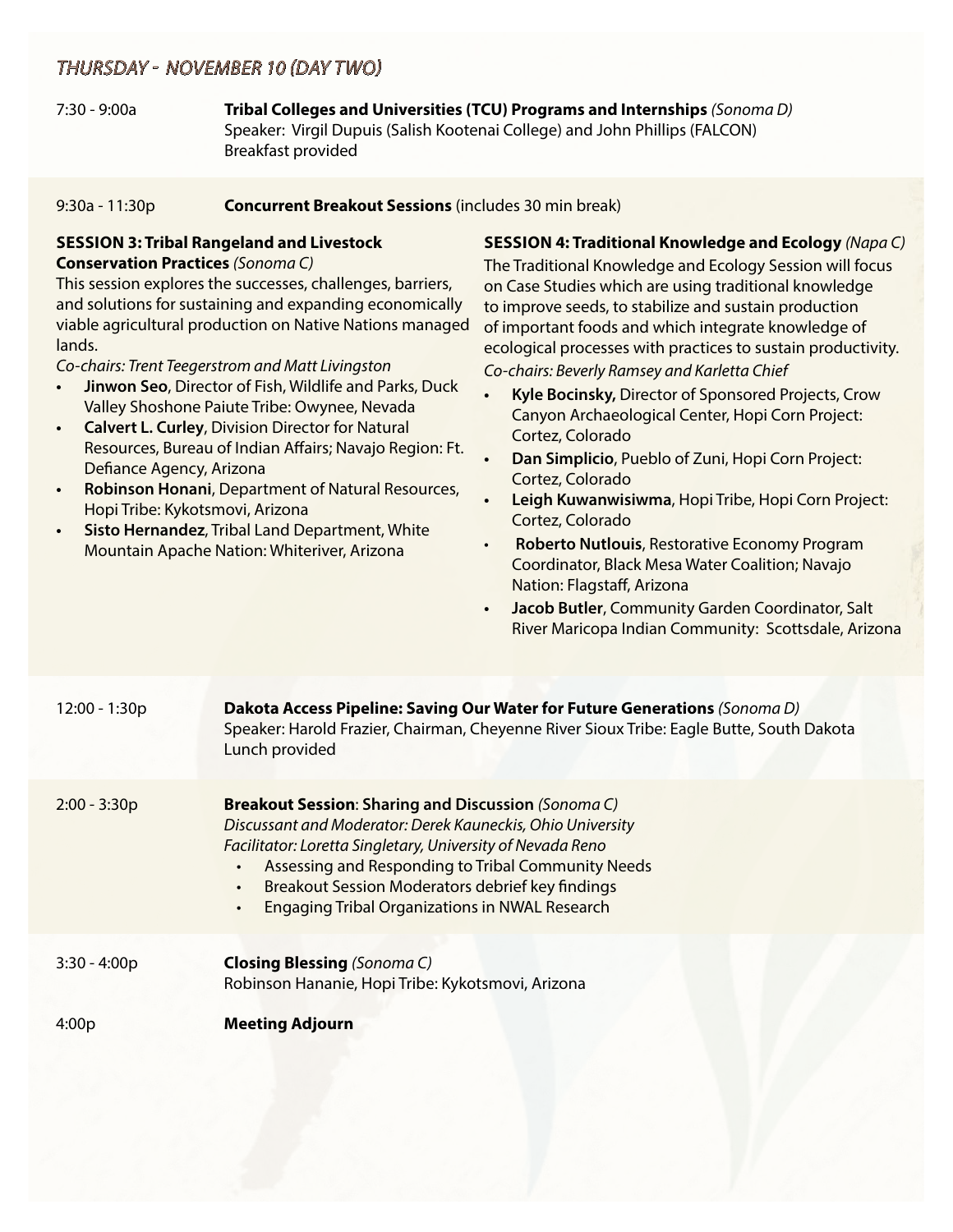## THURSDAY - NOVEMBER 10 (DAY TWO)

7:30 - 9:00a **Tribal Colleges and Universities (TCU) Programs and Internships** *(Sonoma D)*
Speaker: Virgil Dupuis (Salish Kootenai College) and John Phillips (FALCON)
Breakfast provided

9:30a - 11:30p **Concurrent Breakout Sessions** (includes 30 min break)

**SESSION 3: Tribal Rangeland and Livestock Conservation Practices** *(Sonoma C)*

This session explores the successes, challenges, barriers, and solutions for sustaining and expanding economically viable agricultural production on Native Nations managed lands.

*Co-chairs: Trent Teegerstrom and Matt Livingston*

- **Jinwon Seo**, Director of Fish, Wildlife and Parks, Duck Valley Shoshone Paiute Tribe: Owynee, Nevada
- **Calvert L. Curley**, Division Director for Natural Resources, Bureau of Indian Affairs; Navajo Region: Ft. Defiance Agency, Arizona
- **Robinson Honani**, Department of Natural Resources, Hopi Tribe: Kykotsmovi, Arizona
- **Sisto Hernandez**, Tribal Land Department, White Mountain Apache Nation: Whiteriver, Arizona

**SESSION 4: Traditional Knowledge and Ecology** *(Napa C)*

The Traditional Knowledge and Ecology Session will focus on Case Studies which are using traditional knowledge to improve seeds, to stabilize and sustain production of important foods and which integrate knowledge of ecological processes with practices to sustain productivity.

*Co-chairs: Beverly Ramsey and Karletta Chief*

- **Kyle Bocinsky,** Director of Sponsored Projects, Crow Canyon Archaeological Center, Hopi Corn Project: Cortez, Colorado
- **Dan Simplicio**, Pueblo of Zuni, Hopi Corn Project: Cortez, Colorado
- **Leigh Kuwanwisiwma**, Hopi Tribe, Hopi Corn Project: Cortez, Colorado
- **Roberto Nutlouis**, Restorative Economy Program Coordinator, Black Mesa Water Coalition; Navajo Nation: Flagstaff, Arizona
- **Jacob Butler**, Community Garden Coordinator, Salt River Maricopa Indian Community: Scottsdale, Arizona

12:00 - 1:30p **Dakota Access Pipeline: Saving Our Water for Future Generations** *(Sonoma D)*
Speaker: Harold Frazier, Chairman, Cheyenne River Sioux Tribe: Eagle Butte, South Dakota
Lunch provided

2:00 - 3:30p **Breakout Session**: **Sharing and Discussion** *(Sonoma C)*
*Discussant and Moderator: Derek Kauneckis, Ohio University*
*Facilitator: Loretta Singletary, University of Nevada Reno*

- Assessing and Responding to Tribal Community Needs
- Breakout Session Moderators debrief key findings
- Engaging Tribal Organizations in NWAL Research

3:30 - 4:00p **Closing Blessing** *(Sonoma C)*
Robinson Hananie, Hopi Tribe: Kykotsmovi, Arizona

4:00p **Meeting Adjourn**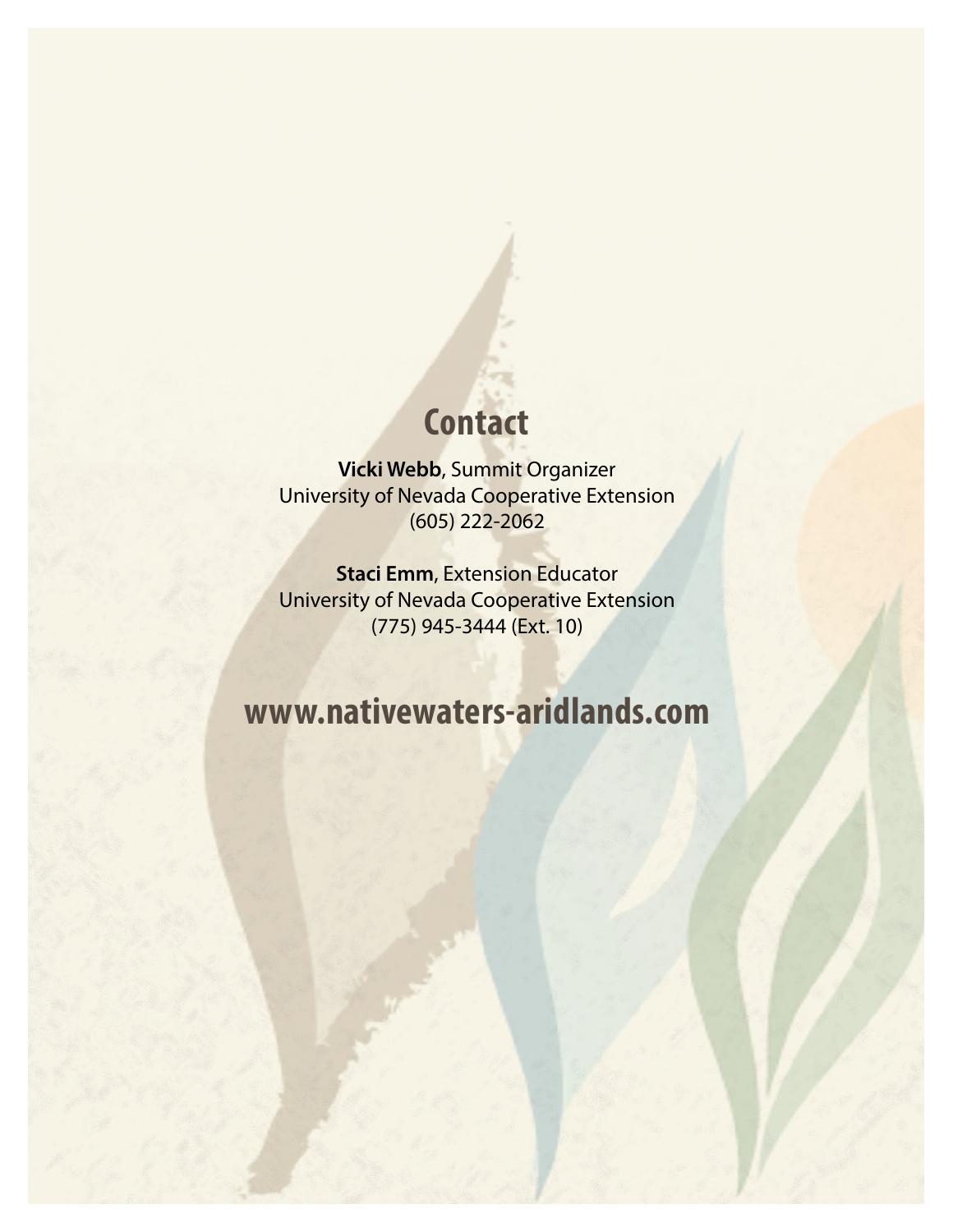## Contact

**Vicki Webb**, Summit Organizer
University of Nevada Cooperative Extension
(605) 222-2062

**Staci Emm**, Extension Educator
University of Nevada Cooperative Extension
(775) 945-3444 (Ext. 10)

## www.nativewaters-aridlands.com